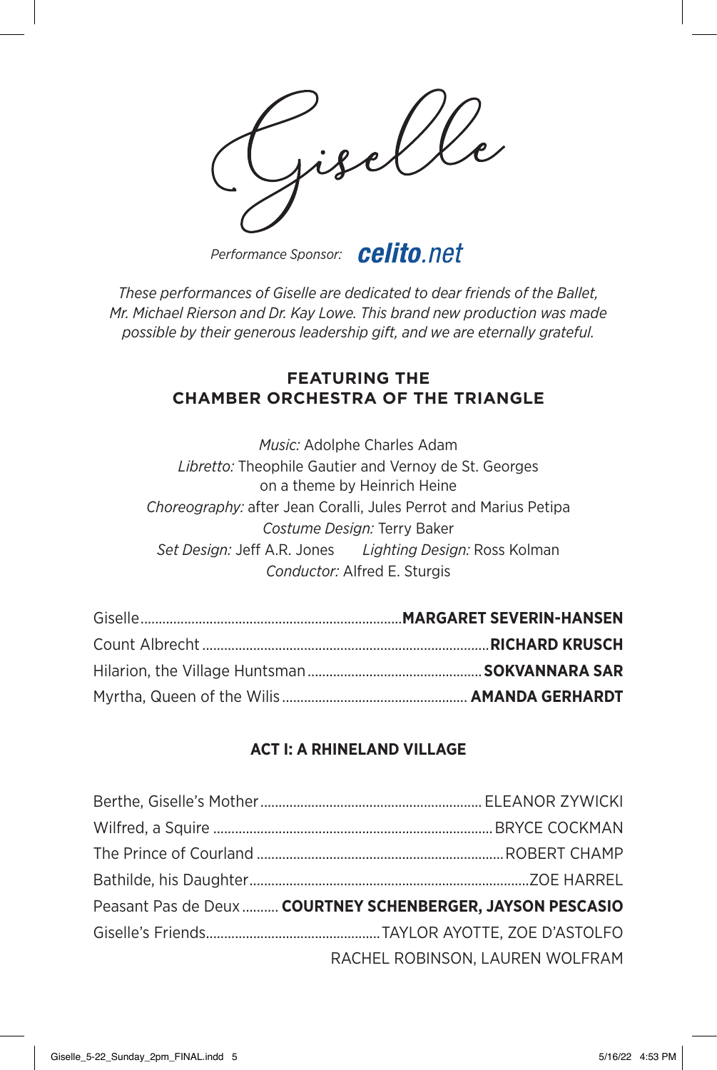# Giselle

*Performance Sponsor:* **celito.net**

*These performances of Giselle are dedicated to dear friends of the Ballet, Mr. Michael Rierson and Dr. Kay Lowe. This brand new production was made possible by their generous leadership gift, and we are eternally grateful.*

## FEATURING THE CHAMBER ORCHESTRA OF THE TRIANGLE

*Music:* Adolphe Charles Adam
*Libretto:* Theophile Gautier and Vernoy de St. Georges on a theme by Heinrich Heine
*Choreography:* after Jean Coralli, Jules Perrot and Marius Petipa
*Costume Design:* Terry Baker
*Set Design:* Jeff A.R. Jones *Lighting Design:* Ross Kolman
*Conductor:* Alfred E. Sturgis

Giselle .......... **MARGARET SEVERIN-HANSEN**
Count Albrecht .......... **RICHARD KRUSCH**
Hilarion, the Village Huntsman .......... **SOKVANNARA SAR**
Myrtha, Queen of the Wilis .......... **AMANDA GERHARDT**

### ACT I: A RHINELAND VILLAGE

Berthe, Giselle's Mother .......... ELEANOR ZYWICKI
Wilfred, a Squire .......... BRYCE COCKMAN
The Prince of Courland .......... ROBERT CHAMP
Bathilde, his Daughter .......... ZOE HARREL
Peasant Pas de Deux .......... **COURTNEY SCHENBERGER, JAYSON PESCASIO**
Giselle's Friends .......... TAYLOR AYOTTE, ZOE D'ASTOLFO
RACHEL ROBINSON, LAUREN WOLFRAM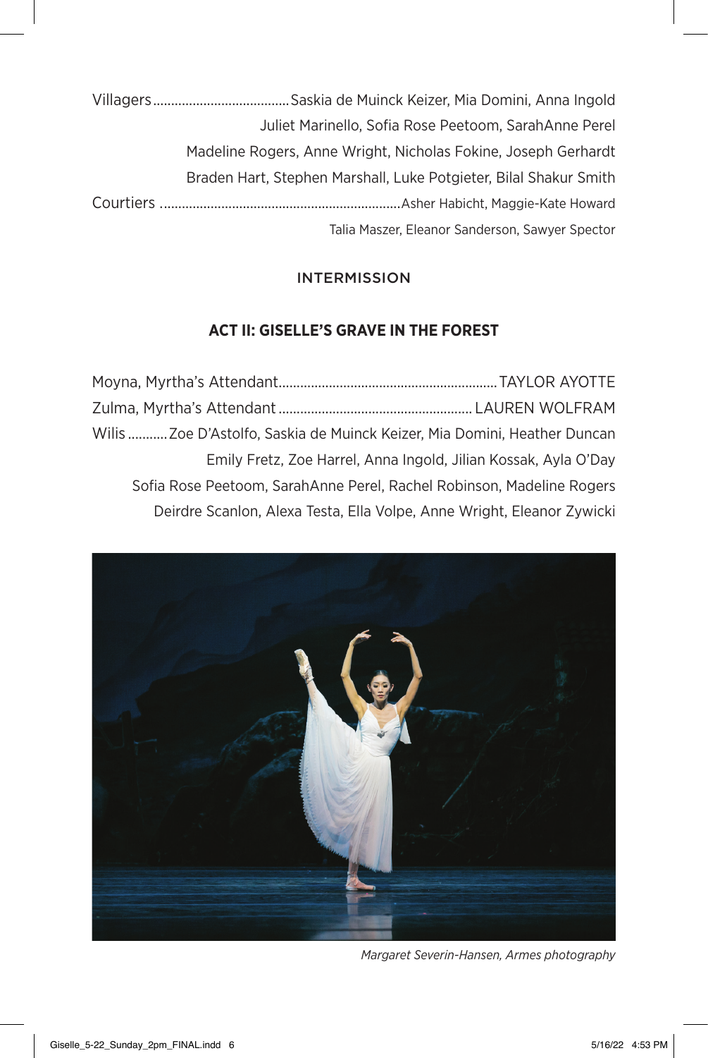Villagers.....................................Saskia de Muinck Keizer, Mia Domini, Anna Ingold
Juliet Marinello, Sofia Rose Peetoom, SarahAnne Perel
Madeline Rogers, Anne Wright, Nicholas Fokine, Joseph Gerhardt
Braden Hart, Stephen Marshall, Luke Potgieter, Bilal Shakur Smith

Courtiers .................................................................Asher Habicht, Maggie-Kate Howard
Talia Maszer, Eleanor Sanderson, Sawyer Spector

INTERMISSION

## ACT II: GISELLE'S GRAVE IN THE FOREST

Moyna, Myrtha's Attendant...........................................................TAYLOR AYOTTE

Zulma, Myrtha's Attendant ....................................................LAUREN WOLFRAM

Wilis ..........Zoe D'Astolfo, Saskia de Muinck Keizer, Mia Domini, Heather Duncan
Emily Fretz, Zoe Harrel, Anna Ingold, Jilian Kossak, Ayla O'Day
Sofia Rose Peetoom, SarahAnne Perel, Rachel Robinson, Madeline Rogers
Deirdre Scanlon, Alexa Testa, Ella Volpe, Anne Wright, Eleanor Zywicki

*Margaret Severin-Hansen, Armes photography*